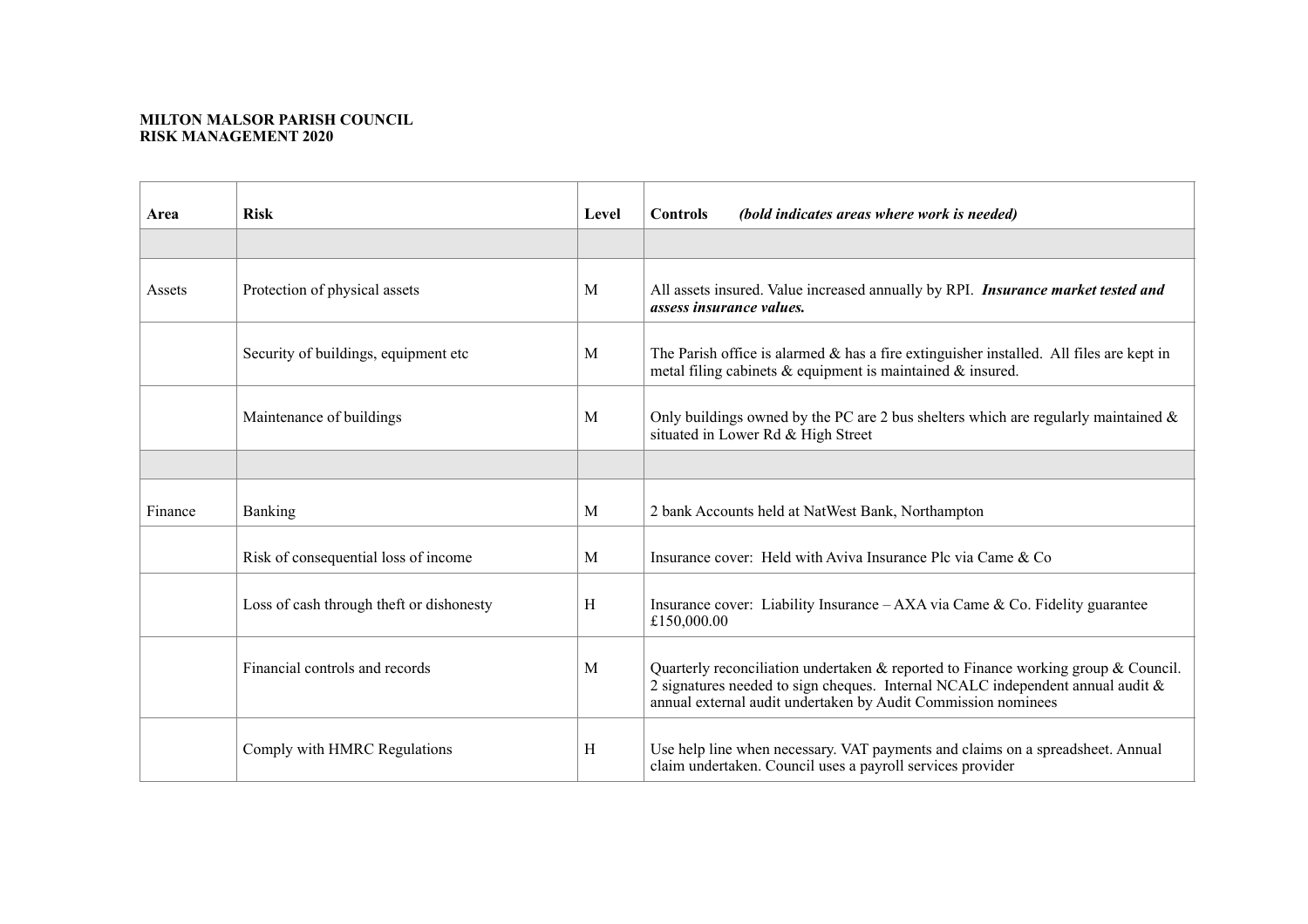**MILTON MALSOR PARISH COUNCIL**
**RISK MANAGEMENT 2020**

| **Area** | **Risk** | **Level** | **Controls** ***(bold indicates areas where work is needed)*** |
|---|---|---|---|
| | | | |
| Assets | Protection of physical assets | M | All assets insured. Value increased annually by RPI. ***Insurance market tested and assess insurance values.*** |
| | Security of buildings, equipment etc | M | The Parish office is alarmed & has a fire extinguisher installed. All files are kept in metal filing cabinets & equipment is maintained & insured. |
| | Maintenance of buildings | M | Only buildings owned by the PC are 2 bus shelters which are regularly maintained & situated in Lower Rd & High Street |
| | | | |
| Finance | Banking | M | 2 bank Accounts held at NatWest Bank, Northampton |
| | Risk of consequential loss of income | M | Insurance cover: Held with Aviva Insurance Plc via Came & Co |
| | Loss of cash through theft or dishonesty | H | Insurance cover: Liability Insurance – AXA via Came & Co. Fidelity guarantee £150,000.00 |
| | Financial controls and records | M | Quarterly reconciliation undertaken & reported to Finance working group & Council. 2 signatures needed to sign cheques. Internal NCALC independent annual audit & annual external audit undertaken by Audit Commission nominees |
| | Comply with HMRC Regulations | H | Use help line when necessary. VAT payments and claims on a spreadsheet. Annual claim undertaken. Council uses a payroll services provider |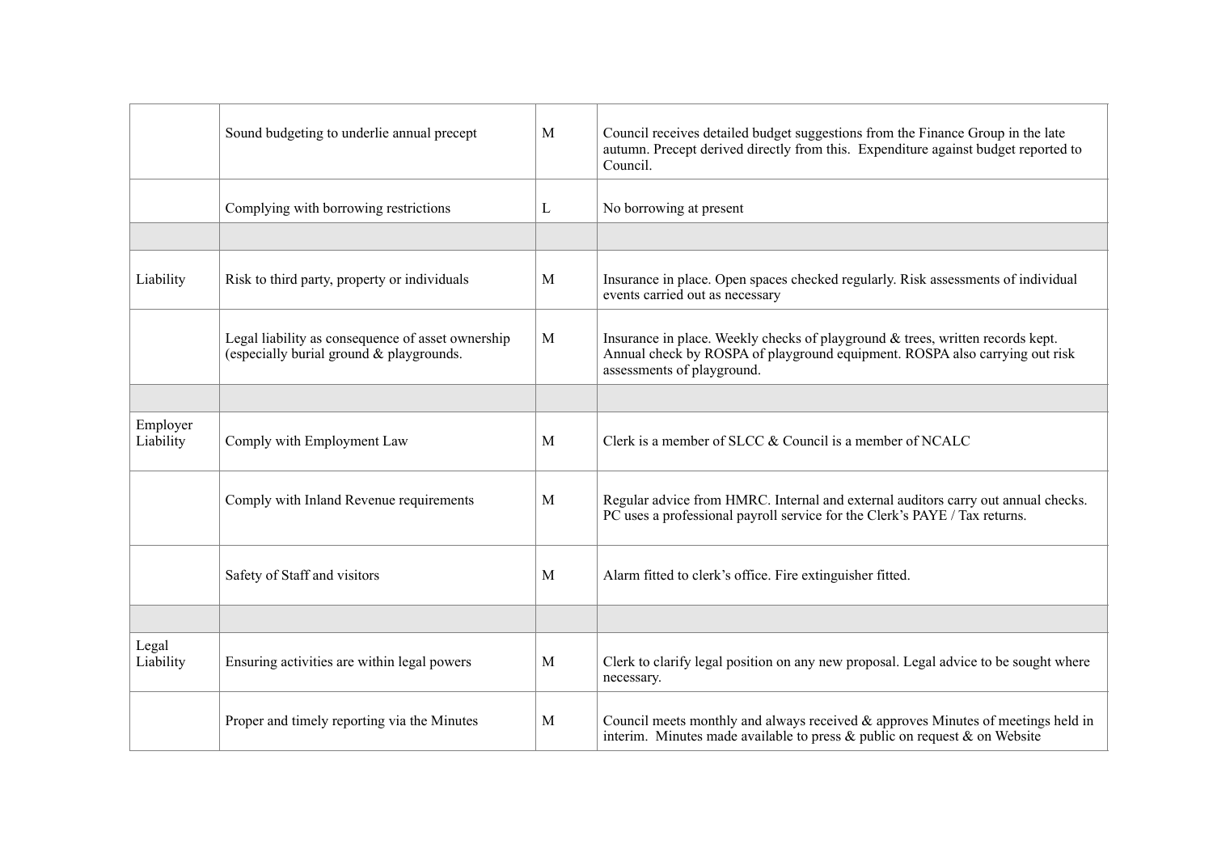| | | | |
|---|---|---|---|
| | Sound budgeting to underlie annual precept | M | Council receives detailed budget suggestions from the Finance Group in the late autumn. Precept derived directly from this. Expenditure against budget reported to Council. |
| | Complying with borrowing restrictions | L | No borrowing at present |
| | | | |
| Liability | Risk to third party, property or individuals | M | Insurance in place. Open spaces checked regularly. Risk assessments of individual events carried out as necessary |
| | Legal liability as consequence of asset ownership (especially burial ground & playgrounds. | M | Insurance in place. Weekly checks of playground & trees, written records kept. Annual check by ROSPA of playground equipment. ROSPA also carrying out risk assessments of playground. |
| | | | |
| Employer Liability | Comply with Employment Law | M | Clerk is a member of SLCC & Council is a member of NCALC |
| | Comply with Inland Revenue requirements | M | Regular advice from HMRC. Internal and external auditors carry out annual checks. PC uses a professional payroll service for the Clerk's PAYE / Tax returns. |
| | Safety of Staff and visitors | M | Alarm fitted to clerk's office. Fire extinguisher fitted. |
| | | | |
| Legal Liability | Ensuring activities are within legal powers | M | Clerk to clarify legal position on any new proposal. Legal advice to be sought where necessary. |
| | Proper and timely reporting via the Minutes | M | Council meets monthly and always received & approves Minutes of meetings held in interim. Minutes made available to press & public on request & on Website |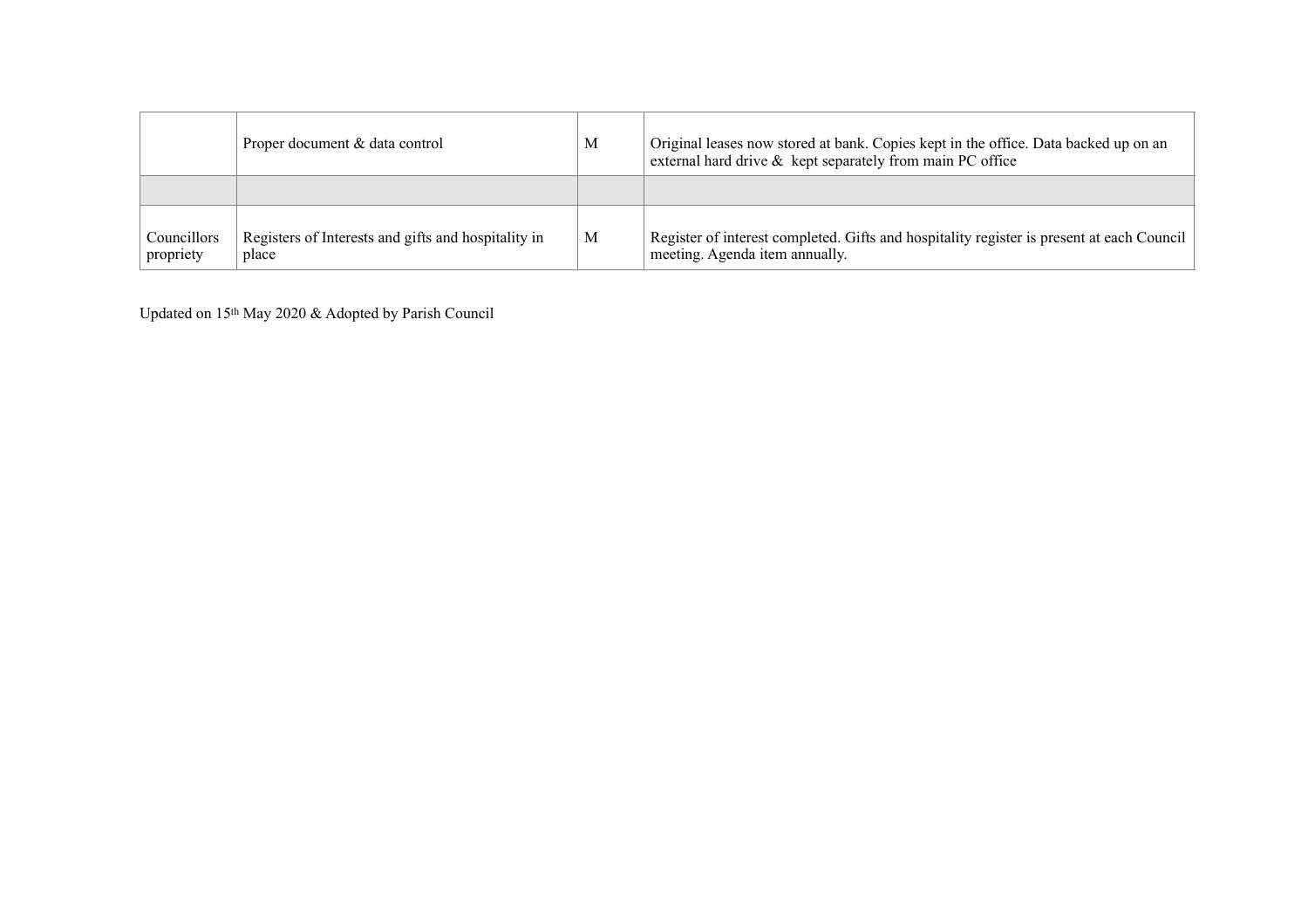| | | | |
|---|---|---|---|
| | Proper document & data control | M | Original leases now stored at bank. Copies kept in the office. Data backed up on an external hard drive & kept separately from main PC office |
| | | | |
| Councillors propriety | Registers of Interests and gifts and hospitality in place | M | Register of interest completed. Gifts and hospitality register is present at each Council meeting. Agenda item annually. |

Updated on 15th May 2020 & Adopted by Parish Council